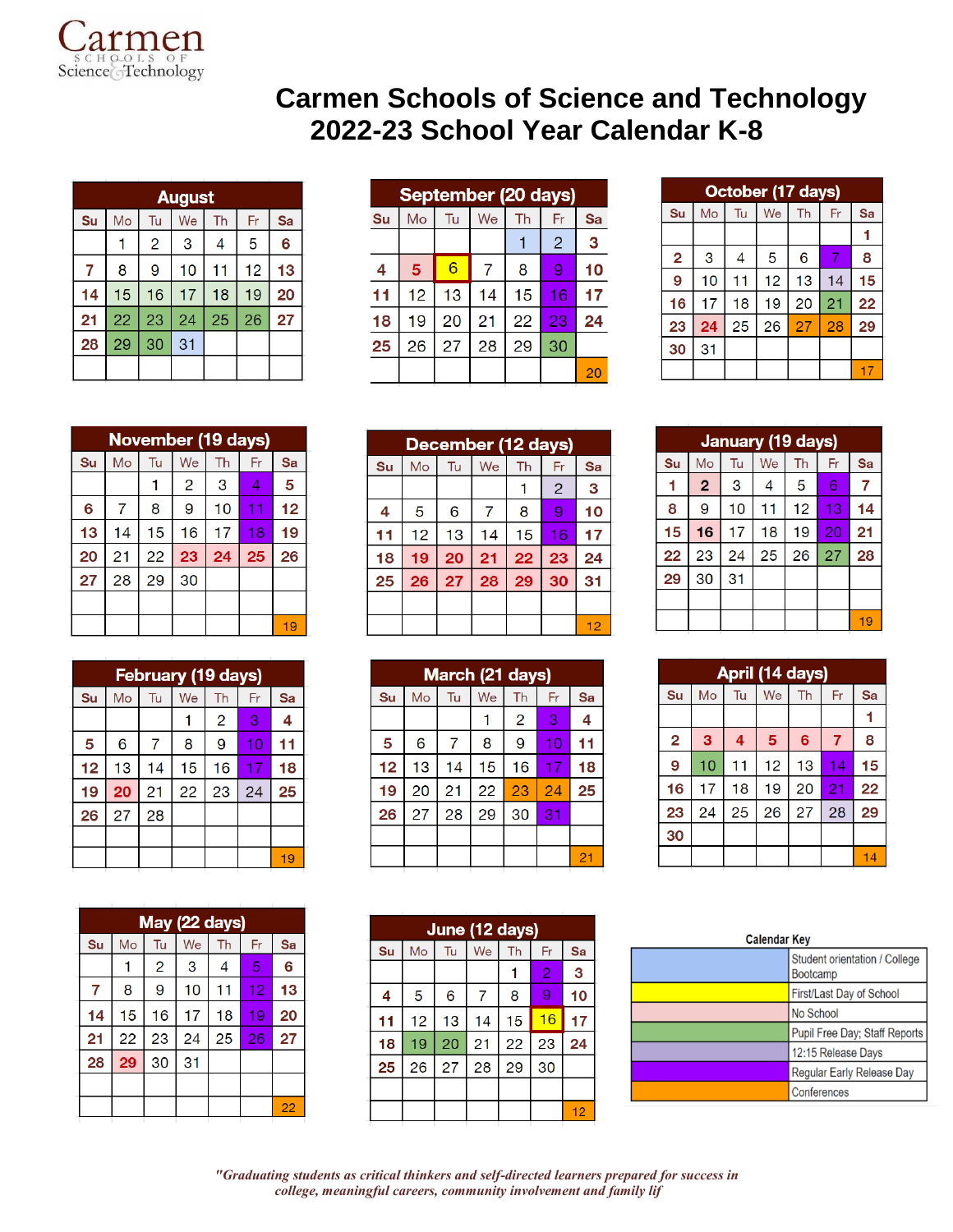# Carmen Schools of Science and Technology
## 2022-23 School Year Calendar K-8

### August

| Su | Mo | Tu | We | Th | Fr | Sa |
|---|---|---|---|---|---|---|
| | 1 | 2 | 3 | 4 | 5 | 6 |
| 7 | 8 | 9 | 10 | 11 | 12 | 13 |
| 14 | 15 | 16 | 17 | 18 | 19 | 20 |
| 21 | 22 | 23 | 24 | 25 | 26 | 27 |
| 28 | 29 | 30 | 31 | | | |

### September (20 days)

| Su | Mo | Tu | We | Th | Fr | Sa |
|---|---|---|---|---|---|---|
| | | | | 1 | 2 | 3 |
| 4 | 5 | 6 | 7 | 8 | 9 | 10 |
| 11 | 12 | 13 | 14 | 15 | 16 | 17 |
| 18 | 19 | 20 | 21 | 22 | 23 | 24 |
| 25 | 26 | 27 | 28 | 29 | 30 | |
| | | | | | | 20 |

### October (17 days)

| Su | Mo | Tu | We | Th | Fr | Sa |
|---|---|---|---|---|---|---|
| | | | | | | 1 |
| 2 | 3 | 4 | 5 | 6 | 7 | 8 |
| 9 | 10 | 11 | 12 | 13 | 14 | 15 |
| 16 | 17 | 18 | 19 | 20 | 21 | 22 |
| 23 | 24 | 25 | 26 | 27 | 28 | 29 |
| 30 | 31 | | | | | |
| | | | | | | 17 |

### November (19 days)

| Su | Mo | Tu | We | Th | Fr | Sa |
|---|---|---|---|---|---|---|
| | | 1 | 2 | 3 | 4 | 5 |
| 6 | 7 | 8 | 9 | 10 | 11 | 12 |
| 13 | 14 | 15 | 16 | 17 | 18 | 19 |
| 20 | 21 | 22 | 23 | 24 | 25 | 26 |
| 27 | 28 | 29 | 30 | | | |
| | | | | | | 19 |

### December (12 days)

| Su | Mo | Tu | We | Th | Fr | Sa |
|---|---|---|---|---|---|---|
| | | | | 1 | 2 | 3 |
| 4 | 5 | 6 | 7 | 8 | 9 | 10 |
| 11 | 12 | 13 | 14 | 15 | 16 | 17 |
| 18 | 19 | 20 | 21 | 22 | 23 | 24 |
| 25 | 26 | 27 | 28 | 29 | 30 | 31 |
| | | | | | | 12 |

### January (19 days)

| Su | Mo | Tu | We | Th | Fr | Sa |
|---|---|---|---|---|---|---|
| 1 | 2 | 3 | 4 | 5 | 6 | 7 |
| 8 | 9 | 10 | 11 | 12 | 13 | 14 |
| 15 | 16 | 17 | 18 | 19 | 20 | 21 |
| 22 | 23 | 24 | 25 | 26 | 27 | 28 |
| 29 | 30 | 31 | | | | |
| | | | | | | 19 |

### February (19 days)

| Su | Mo | Tu | We | Th | Fr | Sa |
|---|---|---|---|---|---|---|
| | | | 1 | 2 | 3 | 4 |
| 5 | 6 | 7 | 8 | 9 | 10 | 11 |
| 12 | 13 | 14 | 15 | 16 | 17 | 18 |
| 19 | 20 | 21 | 22 | 23 | 24 | 25 |
| 26 | 27 | 28 | | | | |
| | | | | | | 19 |

### March (21 days)

| Su | Mo | Tu | We | Th | Fr | Sa |
|---|---|---|---|---|---|---|
| | | | 1 | 2 | 3 | 4 |
| 5 | 6 | 7 | 8 | 9 | 10 | 11 |
| 12 | 13 | 14 | 15 | 16 | 17 | 18 |
| 19 | 20 | 21 | 22 | 23 | 24 | 25 |
| 26 | 27 | 28 | 29 | 30 | 31 | |
| | | | | | | 21 |

### April (14 days)

| Su | Mo | Tu | We | Th | Fr | Sa |
|---|---|---|---|---|---|---|
| | | | | | | 1 |
| 2 | 3 | 4 | 5 | 6 | 7 | 8 |
| 9 | 10 | 11 | 12 | 13 | 14 | 15 |
| 16 | 17 | 18 | 19 | 20 | 21 | 22 |
| 23 | 24 | 25 | 26 | 27 | 28 | 29 |
| 30 | | | | | | |
| | | | | | | 14 |

### May (22 days)

| Su | Mo | Tu | We | Th | Fr | Sa |
|---|---|---|---|---|---|---|
| | 1 | 2 | 3 | 4 | 5 | 6 |
| 7 | 8 | 9 | 10 | 11 | 12 | 13 |
| 14 | 15 | 16 | 17 | 18 | 19 | 20 |
| 21 | 22 | 23 | 24 | 25 | 26 | 27 |
| 28 | 29 | 30 | 31 | | | |
| | | | | | | 22 |

### June (12 days)

| Su | Mo | Tu | We | Th | Fr | Sa |
|---|---|---|---|---|---|---|
| | | | | 1 | 2 | 3 |
| 4 | 5 | 6 | 7 | 8 | 9 | 10 |
| 11 | 12 | 13 | 14 | 15 | 16 | 17 |
| 18 | 19 | 20 | 21 | 22 | 23 | 24 |
| 25 | 26 | 27 | 28 | 29 | 30 | |
| | | | | | | 12 |

### Calendar Key

| Color | Meaning |
|---|---|
| Light blue | Student orientation / College Bootcamp |
| Yellow | First/Last Day of School |
| Pink | No School |
| Green | Pupil Free Day; Staff Reports |
| Lavender | 12:15 Release Days |
| Purple | Regular Early Release Day |
| Orange | Conferences |

*"Graduating students as critical thinkers and self-directed learners prepared for success in college, meaningful careers, community involvement and family lif*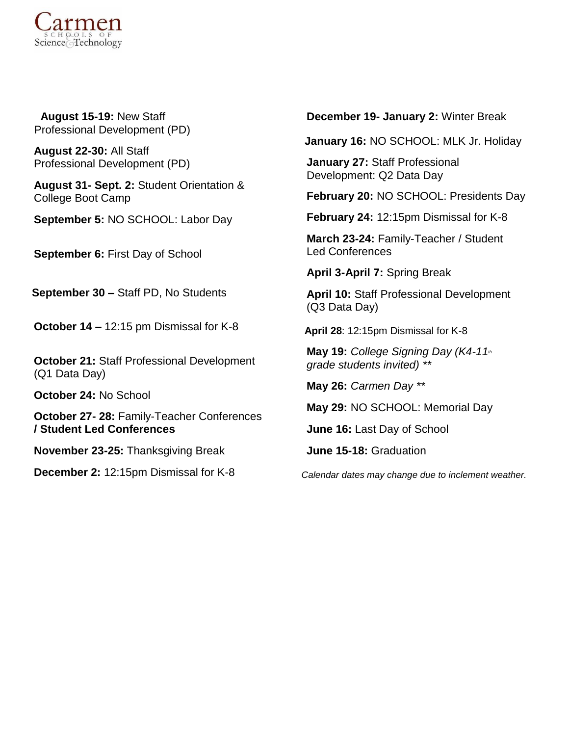Carmen Schools of Science & Technology

**August 15-19:** New Staff Professional Development (PD)

**August 22-30:** All Staff Professional Development (PD)

**August 31- Sept. 2:** Student Orientation & College Boot Camp

**September 5:** NO SCHOOL: Labor Day

**September 6:** First Day of School

**September 30 –** Staff PD, No Students

**October 14 –** 12:15 pm Dismissal for K-8

**October 21:** Staff Professional Development (Q1 Data Day)

**October 24:** No School

**October 27- 28:** Family-Teacher Conferences **/ Student Led Conferences**

**November 23-25:** Thanksgiving Break

**December 2:** 12:15pm Dismissal for K-8

**December 19- January 2:** Winter Break

**January 16:** NO SCHOOL: MLK Jr. Holiday

**January 27:** Staff Professional Development: Q2 Data Day

**February 20:** NO SCHOOL: Presidents Day

**February 24:** 12:15pm Dismissal for K-8

**March 23-24:** Family-Teacher / Student Led Conferences

**April 3-April 7:** Spring Break

**April 10:** Staff Professional Development (Q3 Data Day)

**April 28**: 12:15pm Dismissal for K-8

**May 19:** *College Signing Day (K4-11th grade students invited) ***

**May 26:** *Carmen Day ***

**May 29:** NO SCHOOL: Memorial Day

**June 16:** Last Day of School

**June 15-18:** Graduation

*Calendar dates may change due to inclement weather.*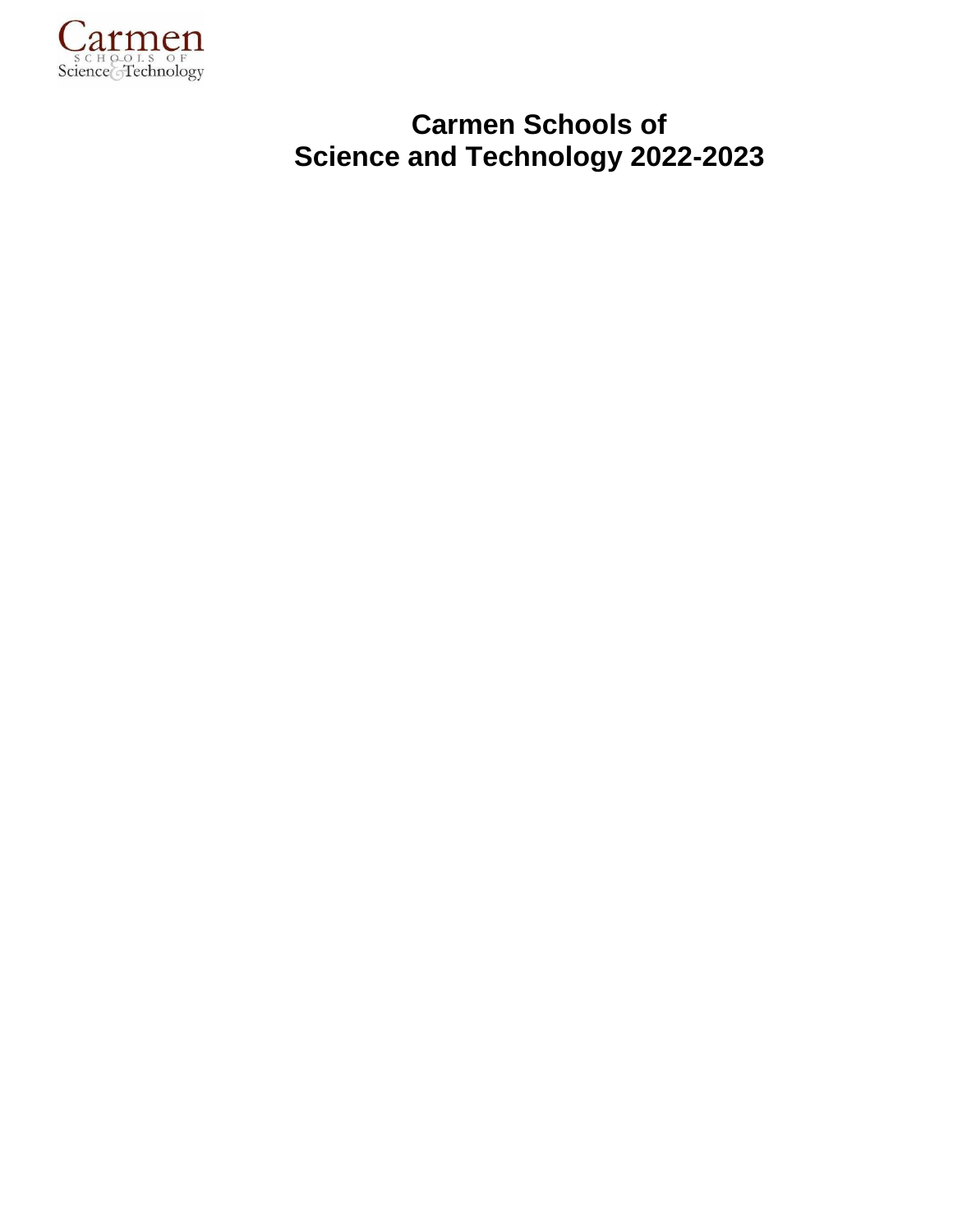# Carmen Schools of Science and Technology 2022-2023